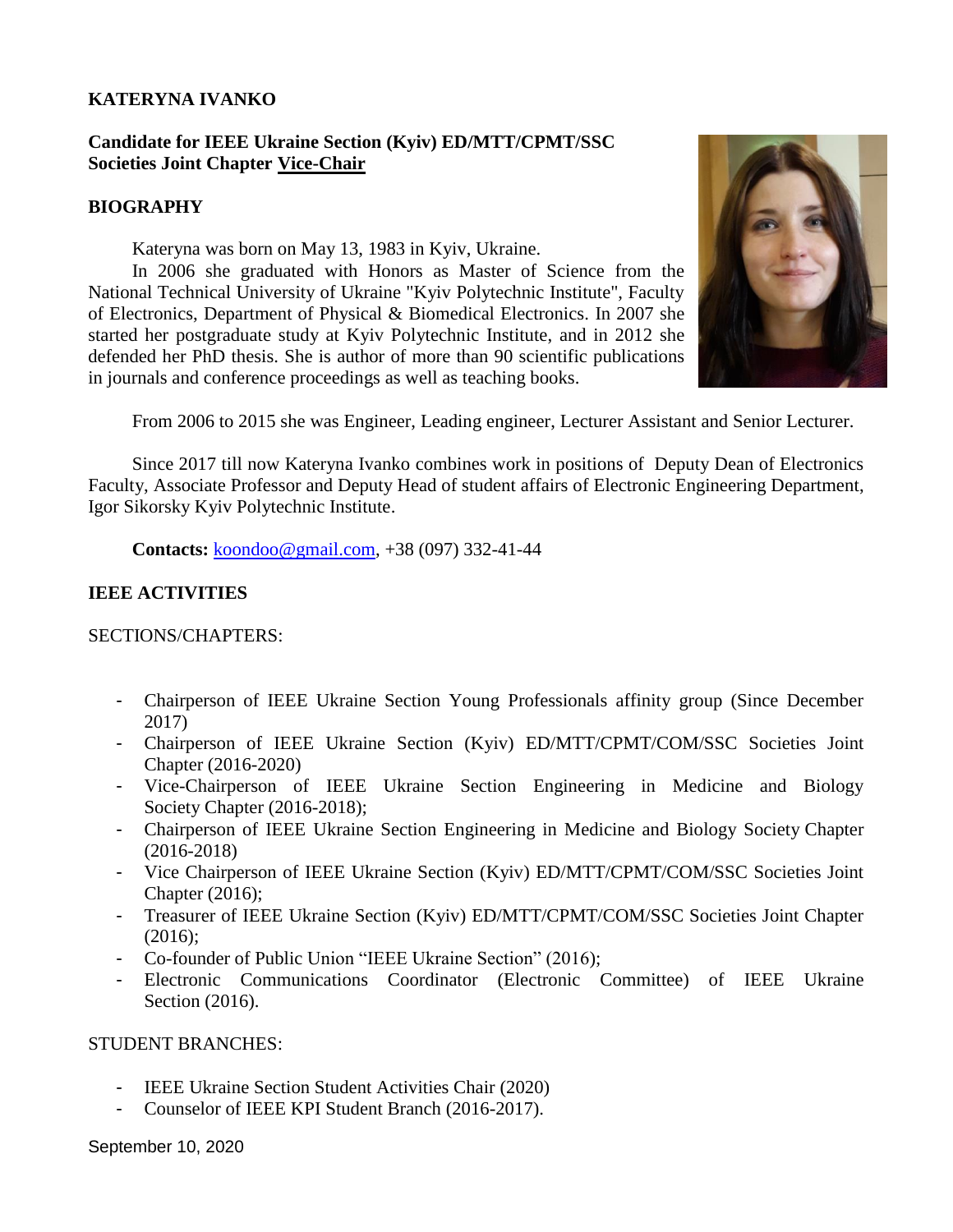# KATERYNA IVANKO

**Candidate for IEEE Ukraine Section (Kyiv) ED/MTT/CPMT/SSC Societies Joint Chapter Vice-Chair**

## BIOGRAPHY

Kateryna was born on May 13, 1983 in Kyiv, Ukraine.

In 2006 she graduated with Honors as Master of Science from the National Technical University of Ukraine "Kyiv Polytechnic Institute", Faculty of Electronics, Department of Physical & Biomedical Electronics. In 2007 she started her postgraduate study at Kyiv Polytechnic Institute, and in 2012 she defended her PhD thesis. She is author of more than 90 scientific publications in journals and conference proceedings as well as teaching books.

From 2006 to 2015 she was Engineer, Leading engineer, Lecturer Assistant and Senior Lecturer.

Since 2017 till now Kateryna Ivanko combines work in positions of Deputy Dean of Electronics Faculty, Associate Professor and Deputy Head of student affairs of Electronic Engineering Department, Igor Sikorsky Kyiv Polytechnic Institute.

**Contacts:** koondoo@gmail.com, +38 (097) 332-41-44

## IEEE ACTIVITIES

SECTIONS/CHAPTERS:

- Chairperson of IEEE Ukraine Section Young Professionals affinity group (Since December 2017)
- Chairperson of IEEE Ukraine Section (Kyiv) ED/MTT/CPMT/COM/SSC Societies Joint Chapter (2016-2020)
- Vice-Chairperson of IEEE Ukraine Section Engineering in Medicine and Biology Society Chapter (2016-2018);
- Chairperson of IEEE Ukraine Section Engineering in Medicine and Biology Society Chapter (2016-2018)
- Vice Chairperson of IEEE Ukraine Section (Kyiv) ED/MTT/CPMT/COM/SSC Societies Joint Chapter (2016);
- Treasurer of IEEE Ukraine Section (Kyiv) ED/MTT/CPMT/COM/SSC Societies Joint Chapter (2016);
- Co-founder of Public Union "IEEE Ukraine Section" (2016);
- Electronic Communications Coordinator (Electronic Committee) of IEEE Ukraine Section (2016).

STUDENT BRANCHES:

- IEEE Ukraine Section Student Activities Chair (2020)
- Counselor of IEEE KPI Student Branch (2016-2017).

September 10, 2020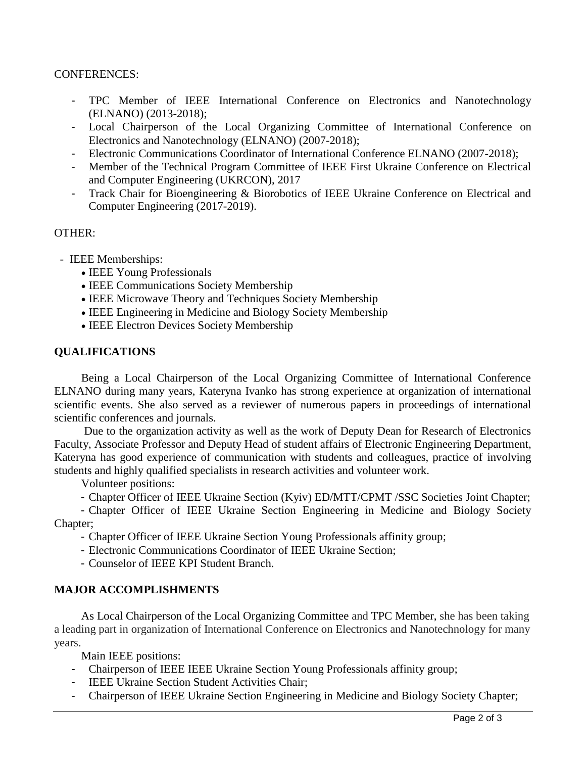CONFERENCES:

- TPC Member of IEEE International Conference on Electronics and Nanotechnology (ELNANO) (2013-2018);
- Local Chairperson of the Local Organizing Committee of International Conference on Electronics and Nanotechnology (ELNANO) (2007-2018);
- Electronic Communications Coordinator of International Conference ELNANO (2007-2018);
- Member of the Technical Program Committee of IEEE First Ukraine Conference on Electrical and Computer Engineering (UKRCON), 2017
- Track Chair for Bioengineering & Biorobotics of IEEE Ukraine Conference on Electrical and Computer Engineering (2017-2019).

OTHER:

- IEEE Memberships:
  - IEEE Young Professionals
  - IEEE Communications Society Membership
  - IEEE Microwave Theory and Techniques Society Membership
  - IEEE Engineering in Medicine and Biology Society Membership
  - IEEE Electron Devices Society Membership

## QUALIFICATIONS

Being a Local Chairperson of the Local Organizing Committee of International Conference ELNANO during many years, Kateryna Ivanko has strong experience at organization of international scientific events. She also served as a reviewer of numerous papers in proceedings of international scientific conferences and journals.

Due to the organization activity as well as the work of Deputy Dean for Research of Electronics Faculty, Associate Professor and Deputy Head of student affairs of Electronic Engineering Department, Kateryna has good experience of communication with students and colleagues, practice of involving students and highly qualified specialists in research activities and volunteer work.

Volunteer positions:

- Chapter Officer of IEEE Ukraine Section (Kyiv) ED/MTT/CPMT /SSC Societies Joint Chapter;
- Chapter Officer of IEEE Ukraine Section Engineering in Medicine and Biology Society Chapter;
- Chapter Officer of IEEE Ukraine Section Young Professionals affinity group;
- Electronic Communications Coordinator of IEEE Ukraine Section;
- Counselor of IEEE KPI Student Branch.

## MAJOR ACCOMPLISHMENTS

As Local Chairperson of the Local Organizing Committee and TPC Member, she has been taking a leading part in organization of International Conference on Electronics and Nanotechnology for many years.

Main IEEE positions:

- Chairperson of IEEE IEEE Ukraine Section Young Professionals affinity group;
- IEEE Ukraine Section Student Activities Chair;
- Chairperson of IEEE Ukraine Section Engineering in Medicine and Biology Society Chapter;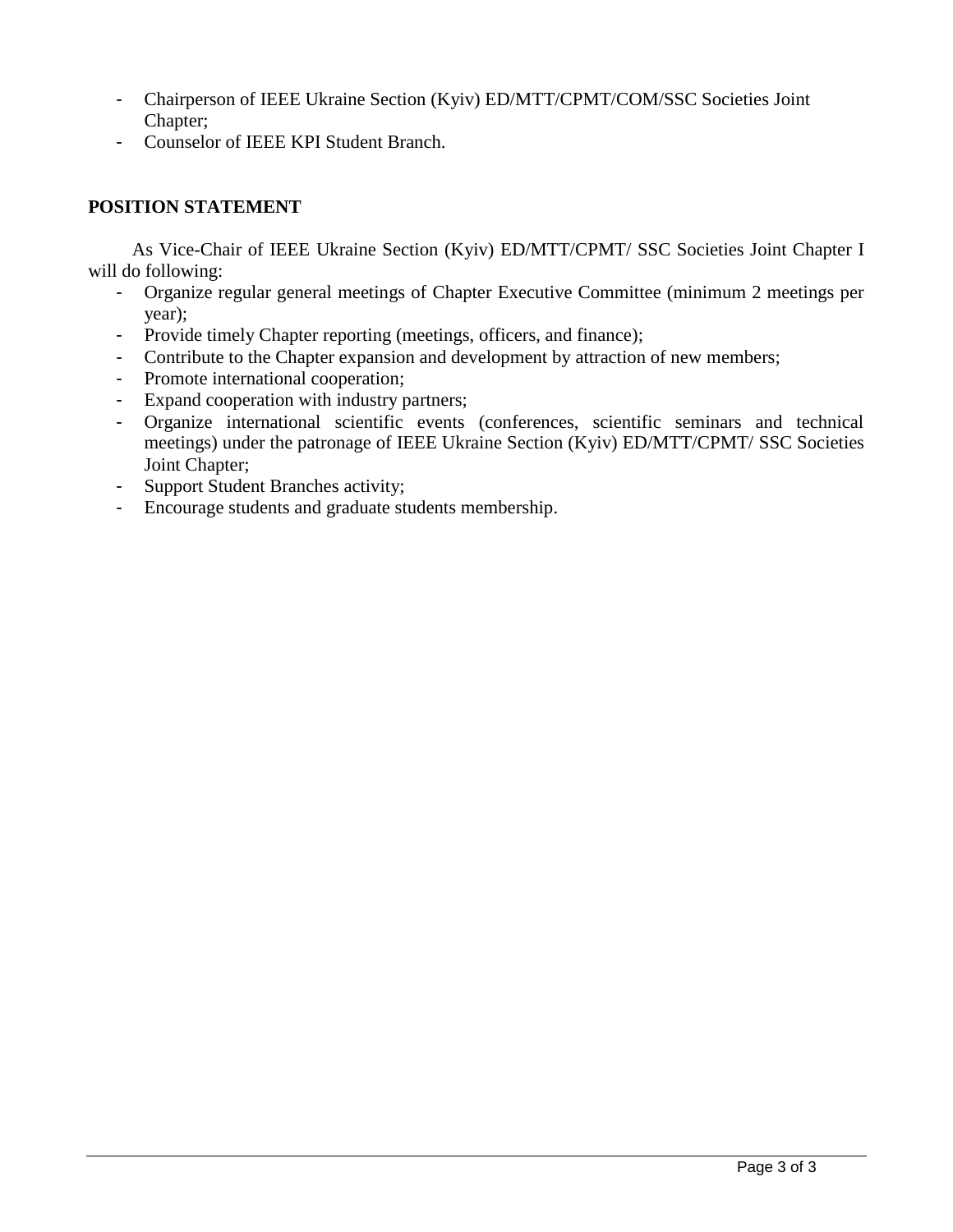- Chairperson of IEEE Ukraine Section (Kyiv) ED/MTT/CPMT/COM/SSC Societies Joint Chapter;
- Counselor of IEEE KPI Student Branch.

**POSITION STATEMENT**

As Vice-Chair of IEEE Ukraine Section (Kyiv) ED/MTT/CPMT/ SSC Societies Joint Chapter I will do following:

- Organize regular general meetings of Chapter Executive Committee (minimum 2 meetings per year);
- Provide timely Chapter reporting (meetings, officers, and finance);
- Contribute to the Chapter expansion and development by attraction of new members;
- Promote international cooperation;
- Expand cooperation with industry partners;
- Organize international scientific events (conferences, scientific seminars and technical meetings) under the patronage of IEEE Ukraine Section (Kyiv) ED/MTT/CPMT/ SSC Societies Joint Chapter;
- Support Student Branches activity;
- Encourage students and graduate students membership.